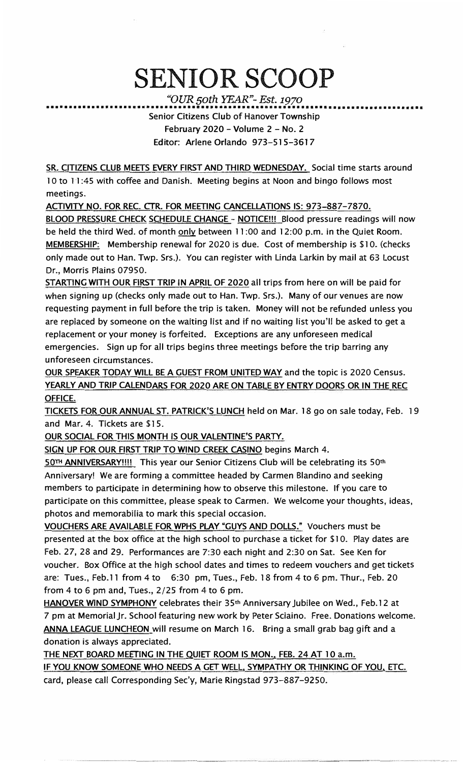# SENIOR SCOOP

*"OUR 50th YEAR"- Est. 1970*

Senior Citizens Club of Hanover Township
February 2020 – Volume 2 – No. 2
Editor: Arlene Orlando 973-515-3617

**SR. CITIZENS CLUB MEETS EVERY FIRST AND THIRD WEDNESDAY.** Social time starts around 10 to 11:45 with coffee and Danish. Meeting begins at Noon and bingo follows most meetings.

**ACTIVITY NO. FOR REC. CTR. FOR MEETING CANCELLATIONS IS: 973-887-7870.**

**BLOOD PRESSURE CHECK SCHEDULE CHANGE - NOTICE!!!** Blood pressure readings will now be held the third Wed. of month only between 11:00 and 12:00 p.m. in the Quiet Room.

**MEMBERSHIP:** Membership renewal for 2020 is due. Cost of membership is $10. (checks only made out to Han. Twp. Srs.). You can register with Linda Larkin by mail at 63 Locust Dr., Morris Plains 07950.

**STARTING WITH OUR FIRST TRIP IN APRIL OF 2020** all trips from here on will be paid for when signing up (checks only made out to Han. Twp. Srs.). Many of our venues are now requesting payment in full before the trip is taken. Money will not be refunded unless you are replaced by someone on the waiting list and if no waiting list you'll be asked to get a replacement or your money is forfeited. Exceptions are any unforeseen medical emergencies. Sign up for all trips begins three meetings before the trip barring any unforeseen circumstances.

**OUR SPEAKER TODAY WILL BE A GUEST FROM UNITED WAY** and the topic is 2020 Census.

**YEARLY AND TRIP CALENDARS FOR 2020 ARE ON TABLE BY ENTRY DOORS OR IN THE REC OFFICE.**

**TICKETS FOR OUR ANNUAL ST. PATRICK'S LUNCH** held on Mar. 18 go on sale today, Feb. 19 and Mar. 4. Tickets are $15.

**OUR SOCIAL FOR THIS MONTH IS OUR VALENTINE'S PARTY.**

**SIGN UP FOR OUR FIRST TRIP TO WIND CREEK CASINO** begins March 4.

**50TH ANNIVERSARY!!!!** This year our Senior Citizens Club will be celebrating its 50th Anniversary! We are forming a committee headed by Carmen Blandino and seeking members to participate in determining how to observe this milestone. If you care to participate on this committee, please speak to Carmen. We welcome your thoughts, ideas, photos and memorabilia to mark this special occasion.

**VOUCHERS ARE AVAILABLE FOR WPHS PLAY "GUYS AND DOLLS."** Vouchers must be presented at the box office at the high school to purchase a ticket for $10. Play dates are Feb. 27, 28 and 29. Performances are 7:30 each night and 2:30 on Sat. See Ken for voucher. Box Office at the high school dates and times to redeem vouchers and get tickets are: Tues., Feb.11 from 4 to 6:30 pm, Tues., Feb. 18 from 4 to 6 pm. Thur., Feb. 20 from 4 to 6 pm and, Tues., 2/25 from 4 to 6 pm.

**HANOVER WIND SYMPHONY** celebrates their 35th Anniversary Jubilee on Wed., Feb.12 at 7 pm at Memorial Jr. School featuring new work by Peter Sciaino. Free. Donations welcome.

**ANNA LEAGUE LUNCHEON** will resume on March 16. Bring a small grab bag gift and a donation is always appreciated.

**THE NEXT BOARD MEETING IN THE QUIET ROOM IS MON., FEB. 24 AT 10 a.m.**

**IF YOU KNOW SOMEONE WHO NEEDS A GET WELL, SYMPATHY OR THINKING OF YOU, ETC.** card, please call Corresponding Sec'y, Marie Ringstad 973-887-9250.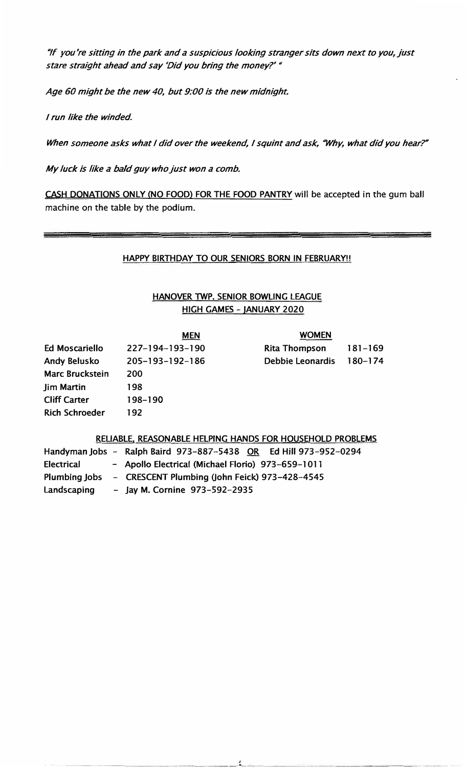*"If you're sitting in the park and a suspicious looking stranger sits down next to you, just stare straight ahead and say 'Did you bring the money?' "*

*Age 60 might be the new 40, but 9:00 is the new midnight.*

*I run like the winded.*

*When someone asks what I did over the weekend, I squint and ask, "Why, what did you hear?"*

*My luck is like a bald guy who just won a comb.*

CASH DONATIONS ONLY (NO FOOD) FOR THE FOOD PANTRY will be accepted in the gum ball machine on the table by the podium.

---

**HAPPY BIRTHDAY TO OUR SENIORS BORN IN FEBRUARY!!**

**HANOVER TWP. SENIOR BOWLING LEAGUE**
**HIGH GAMES - JANUARY 2020**

| | MEN | WOMEN | |
|---|---|---|---|
| Ed Moscariello | 227-194-193-190 | Rita Thompson | 181-169 |
| Andy Belusko | 205-193-192-186 | Debbie Leonardis | 180-174 |
| Marc Bruckstein | 200 | | |
| Jim Martin | 198 | | |
| Cliff Carter | 198-190 | | |
| Rich Schroeder | 192 | | |

**RELIABLE, REASONABLE HELPING HANDS FOR HOUSEHOLD PROBLEMS**

Handyman Jobs - Ralph Baird 973-887-5438 OR Ed Hill 973-952-0294
Electrical - Apollo Electrical (Michael Florio) 973-659-1011
Plumbing Jobs - CRESCENT Plumbing (John Feick) 973-428-4545
Landscaping - Jay M. Cornine 973-592-2935